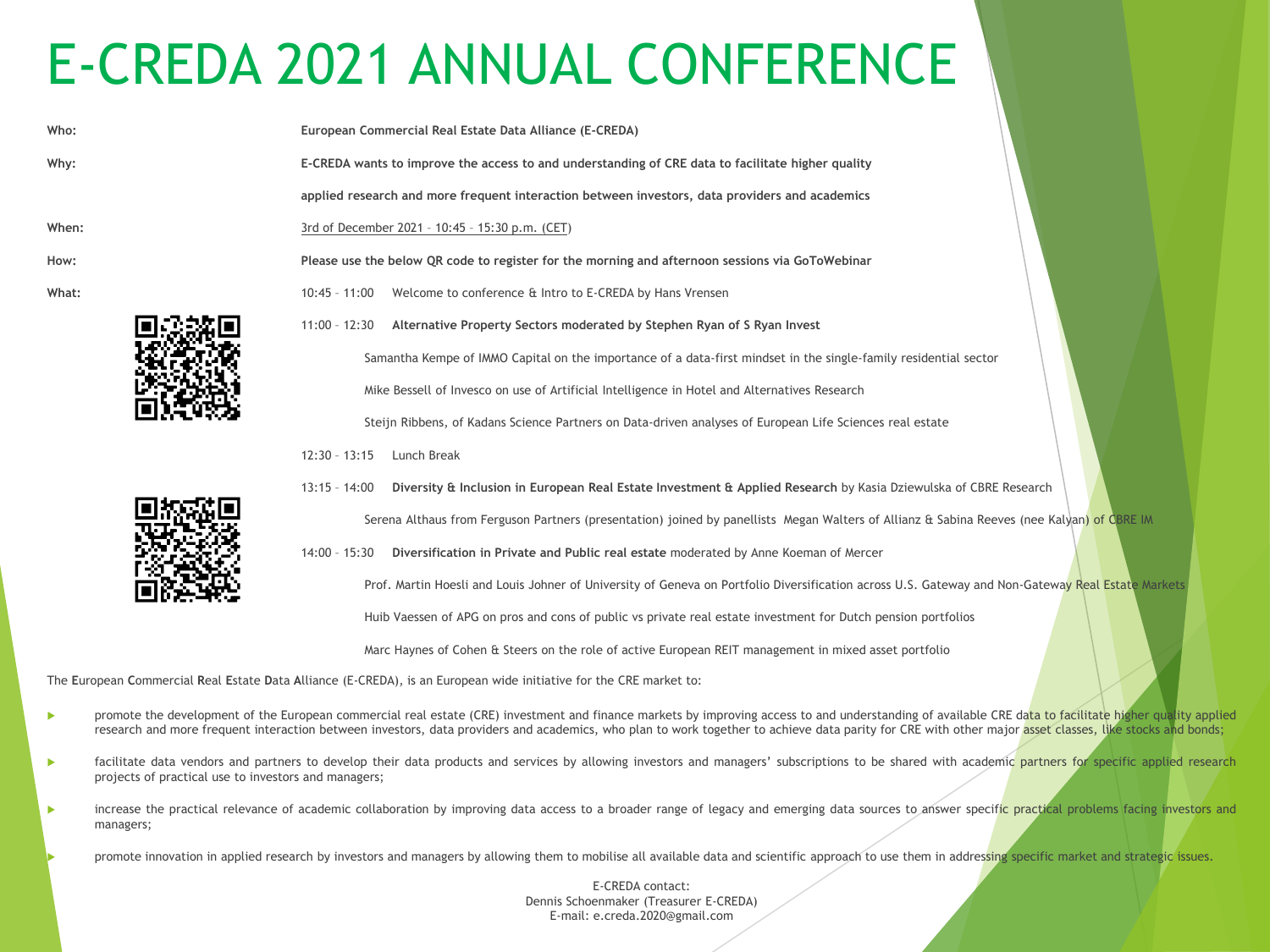# E-CREDA 2021 ANNUAL CONFERENCE

**Who:** **European Commercial Real Estate Data Alliance (E-CREDA)**

**Why:** **E-CREDA wants to improve the access to and understanding of CRE data to facilitate higher quality applied research and more frequent interaction between investors, data providers and academics**

**When:** 3rd of December 2021 – 10:45 – 15:30 p.m. (CET)

**How:** **Please use the below QR code to register for the morning and afternoon sessions via GoToWebinar**

**What:**

10:45 – 11:00 Welcome to conference & Intro to E-CREDA by Hans Vrensen

11:00 – 12:30 **Alternative Property Sectors moderated by Stephen Ryan of S Ryan Invest**

- Samantha Kempe of IMMO Capital on the importance of a data-first mindset in the single-family residential sector
- Mike Bessell of Invesco on use of Artificial Intelligence in Hotel and Alternatives Research
- Steijn Ribbens, of Kadans Science Partners on Data-driven analyses of European Life Sciences real estate

12:30 – 13:15 Lunch Break

13:15 – 14:00 **Diversity & Inclusion in European Real Estate Investment & Applied Research** by Kasia Dziewulska of CBRE Research

- Serena Althaus from Ferguson Partners (presentation) joined by panellists Megan Walters of Allianz & Sabina Reeves (nee Kalyan) of CBRE IM

14:00 – 15:30 **Diversification in Private and Public real estate** moderated by Anne Koeman of Mercer

- Prof. Martin Hoesli and Louis Johner of University of Geneva on Portfolio Diversification across U.S. Gateway and Non-Gateway Real Estate Markets
- Huib Vaessen of APG on pros and cons of public vs private real estate investment for Dutch pension portfolios
- Marc Haynes of Cohen & Steers on the role of active European REIT management in mixed asset portfolio

The **E**uropean **C**ommercial **R**eal **E**state **D**ata **A**lliance (E-CREDA), is an European wide initiative for the CRE market to:

- promote the development of the European commercial real estate (CRE) investment and finance markets by improving access to and understanding of available CRE data to facilitate higher quality applied research and more frequent interaction between investors, data providers and academics, who plan to work together to achieve data parity for CRE with other major asset classes, like stocks and bonds;
- facilitate data vendors and partners to develop their data products and services by allowing investors and managers' subscriptions to be shared with academic partners for specific applied research projects of practical use to investors and managers;
- increase the practical relevance of academic collaboration by improving data access to a broader range of legacy and emerging data sources to answer specific practical problems facing investors and managers;
- promote innovation in applied research by investors and managers by allowing them to mobilise all available data and scientific approach to use them in addressing specific market and strategic issues.

E-CREDA contact:
Dennis Schoenmaker (Treasurer E-CREDA)
E-mail: e.creda.2020@gmail.com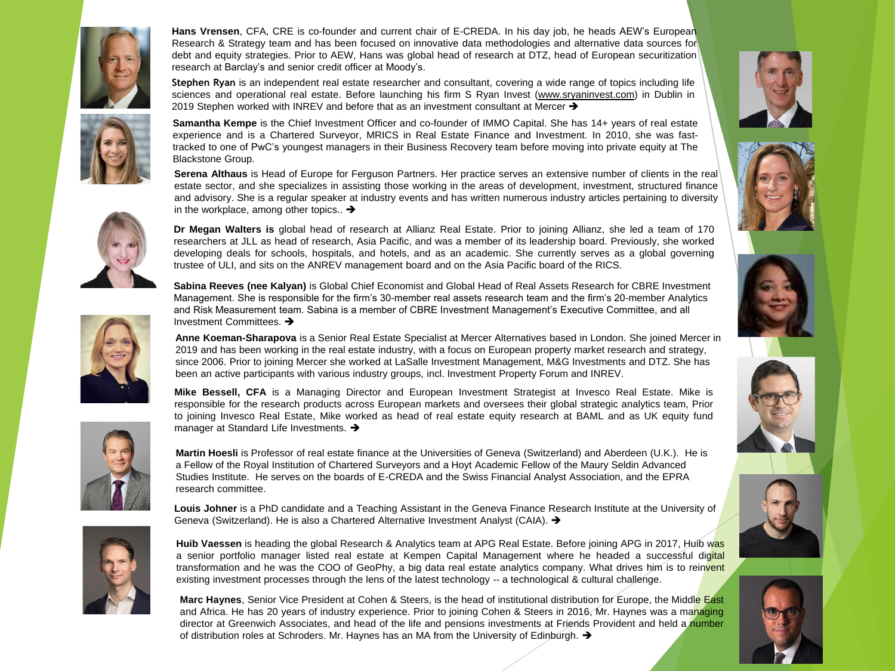**Hans Vrensen**, CFA, CRE is co-founder and current chair of E-CREDA. In his day job, he heads AEW's European Research & Strategy team and has been focused on innovative data methodologies and alternative data sources for debt and equity strategies. Prior to AEW, Hans was global head of research at DTZ, head of European securitization research at Barclay's and senior credit officer at Moody's.

**Stephen Ryan** is an independent real estate researcher and consultant, covering a wide range of topics including life sciences and operational real estate. Before launching his firm S Ryan Invest (www.sryaninvest.com) in Dublin in 2019 Stephen worked with INREV and before that as an investment consultant at Mercer ➔

**Samantha Kempe** is the Chief Investment Officer and co-founder of IMMO Capital. She has 14+ years of real estate experience and is a Chartered Surveyor, MRICS in Real Estate Finance and Investment. In 2010, she was fast-tracked to one of PwC's youngest managers in their Business Recovery team before moving into private equity at The Blackstone Group.

**Serena Althaus** is Head of Europe for Ferguson Partners. Her practice serves an extensive number of clients in the real estate sector, and she specializes in assisting those working in the areas of development, investment, structured finance and advisory. She is a regular speaker at industry events and has written numerous industry articles pertaining to diversity in the workplace, among other topics.. ➔

**Dr Megan Walters is** global head of research at Allianz Real Estate. Prior to joining Allianz, she led a team of 170 researchers at JLL as head of research, Asia Pacific, and was a member of its leadership board. Previously, she worked developing deals for schools, hospitals, and hotels, and as an academic. She currently serves as a global governing trustee of ULI, and sits on the ANREV management board and on the Asia Pacific board of the RICS.

**Sabina Reeves (nee Kalyan)** is Global Chief Economist and Global Head of Real Assets Research for CBRE Investment Management. She is responsible for the firm's 30-member real assets research team and the firm's 20-member Analytics and Risk Measurement team. Sabina is a member of CBRE Investment Management's Executive Committee, and all Investment Committees. ➔

**Anne Koeman-Sharapova** is a Senior Real Estate Specialist at Mercer Alternatives based in London. She joined Mercer in 2019 and has been working in the real estate industry, with a focus on European property market research and strategy, since 2006. Prior to joining Mercer she worked at LaSalle Investment Management, M&G Investments and DTZ. She has been an active participants with various industry groups, incl. Investment Property Forum and INREV.

**Mike Bessell, CFA** is a Managing Director and European Investment Strategist at Invesco Real Estate. Mike is responsible for the research products across European markets and oversees their global strategic analytics team, Prior to joining Invesco Real Estate, Mike worked as head of real estate equity research at BAML and as UK equity fund manager at Standard Life Investments. ➔

**Martin Hoesli** is Professor of real estate finance at the Universities of Geneva (Switzerland) and Aberdeen (U.K.). He is a Fellow of the Royal Institution of Chartered Surveyors and a Hoyt Academic Fellow of the Maury Seldin Advanced Studies Institute. He serves on the boards of E-CREDA and the Swiss Financial Analyst Association, and the EPRA research committee.

**Louis Johner** is a PhD candidate and a Teaching Assistant in the Geneva Finance Research Institute at the University of Geneva (Switzerland). He is also a Chartered Alternative Investment Analyst (CAIA). ➔

**Huib Vaessen** is heading the global Research & Analytics team at APG Real Estate. Before joining APG in 2017, Huib was a senior portfolio manager listed real estate at Kempen Capital Management where he headed a successful digital transformation and he was the COO of GeoPhy, a big data real estate analytics company. What drives him is to reinvent existing investment processes through the lens of the latest technology -- a technological & cultural challenge.

**Marc Haynes**, Senior Vice President at Cohen & Steers, is the head of institutional distribution for Europe, the Middle East and Africa. He has 20 years of industry experience. Prior to joining Cohen & Steers in 2016, Mr. Haynes was a managing director at Greenwich Associates, and head of the life and pensions investments at Friends Provident and held a number of distribution roles at Schroders. Mr. Haynes has an MA from the University of Edinburgh. ➔